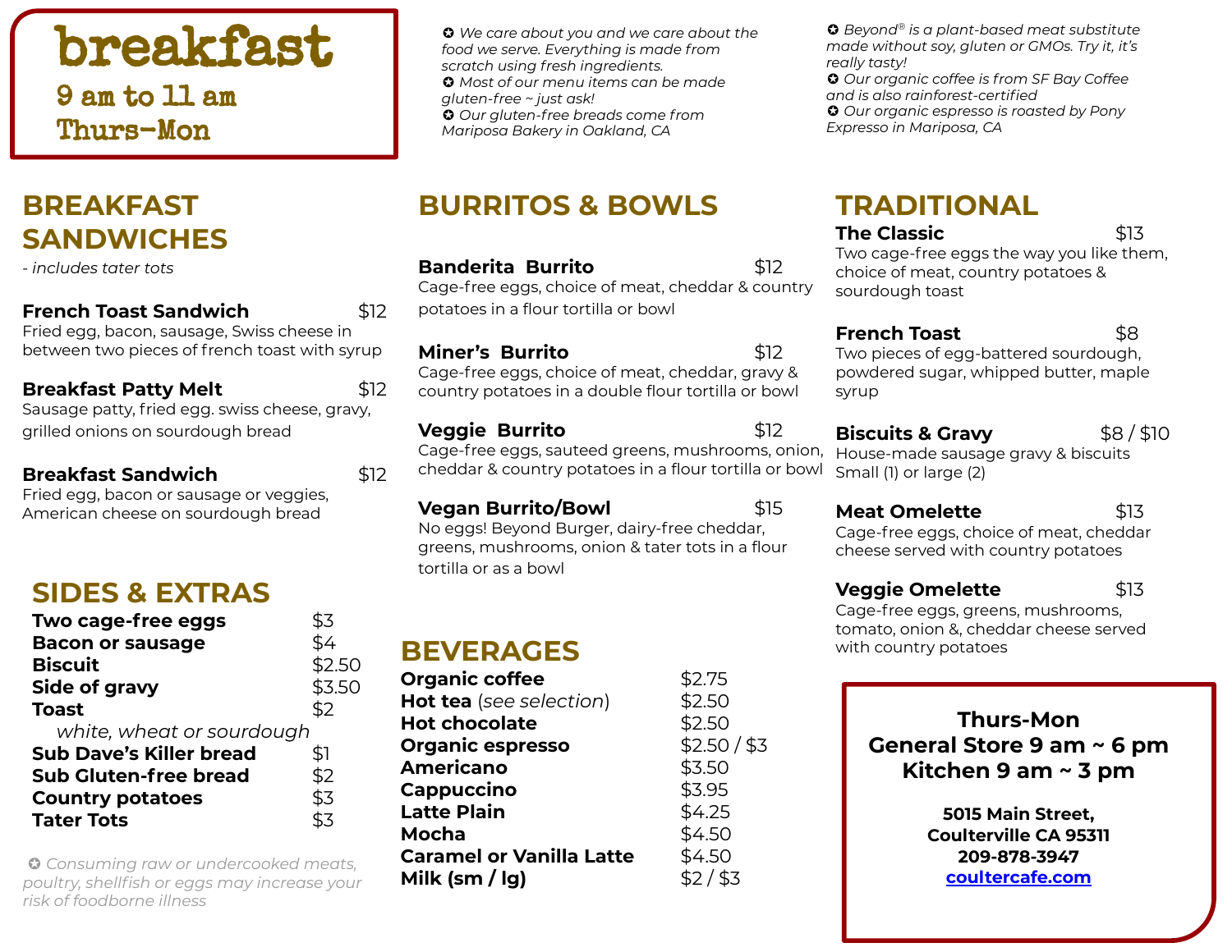# breakfast

## 9 am to 11 am
## Thurs-Mon

✪ We care about you and we care about the food we serve. Everything is made from scratch using fresh ingredients.
✪ Most of our menu items can be made gluten-free ~ just ask!
✪ Our gluten-free breads come from Mariposa Bakery in Oakland, CA

✪ Beyond® is a plant-based meat substitute made without soy, gluten or GMOs. Try it, it's really tasty!
✪ Our organic coffee is from SF Bay Coffee and is also rainforest-certified
✪ Our organic espresso is roasted by Pony Expresso in Mariposa, CA

## BREAKFAST SANDWICHES

*- includes tater tots*

**French Toast Sandwich** $12
Fried egg, bacon, sausage, Swiss cheese in between two pieces of french toast with syrup

**Breakfast Patty Melt** $12
Sausage patty, fried egg. swiss cheese, gravy, grilled onions on sourdough bread

**Breakfast Sandwich** $12
Fried egg, bacon or sausage or veggies, American cheese on sourdough bread

## SIDES & EXTRAS

| | |
|---|---|
| **Two cage-free eggs** | $3 |
| **Bacon or sausage** | $4 |
| **Biscuit** | $2.50 |
| **Side of gravy** | $3.50 |
| **Toast** *white, wheat or sourdough* | $2 |
| **Sub Dave's Killer bread** | $1 |
| **Sub Gluten-free bread** | $2 |
| **Country potatoes** | $3 |
| **Tater Tots** | $3 |

✪ Consuming raw or undercooked meats, poultry, shellfish or eggs may increase your risk of foodborne illness

## BURRITOS & BOWLS

**Banderita Burrito** $12
Cage-free eggs, choice of meat, cheddar & country potatoes in a flour tortilla or bowl

**Miner's Burrito** $12
Cage-free eggs, choice of meat, cheddar, gravy & country potatoes in a double flour tortilla or bowl

**Veggie Burrito** $12
Cage-free eggs, sauteed greens, mushrooms, onion, cheddar & country potatoes in a flour tortilla or bowl

**Vegan Burrito/Bowl** $15
No eggs! Beyond Burger, dairy-free cheddar, greens, mushrooms, onion & tater tots in a flour tortilla or as a bowl

## BEVERAGES

| | |
|---|---|
| **Organic coffee** | $2.75 |
| **Hot tea** (*see selection*) | $2.50 |
| **Hot chocolate** | $2.50 |
| **Organic espresso** | $2.50 / $3 |
| **Americano** | $3.50 |
| **Cappuccino** | $3.95 |
| **Latte Plain** | $4.25 |
| **Mocha** | $4.50 |
| **Caramel or Vanilla Latte** | $4.50 |
| **Milk (sm / lg)** | $2 / $3 |

## TRADITIONAL

**The Classic** $13
Two cage-free eggs the way you like them, choice of meat, country potatoes & sourdough toast

**French Toast** $8
Two pieces of egg-battered sourdough, powdered sugar, whipped butter, maple syrup

**Biscuits & Gravy** $8 / $10
House-made sausage gravy & biscuits
Small (1) or large (2)

**Meat Omelette** $13
Cage-free eggs, choice of meat, cheddar cheese served with country potatoes

**Veggie Omelette** $13
Cage-free eggs, greens, mushrooms, tomato, onion &, cheddar cheese served with country potatoes

**Thurs-Mon**
**General Store 9 am ~ 6 pm**
**Kitchen 9 am ~ 3 pm**

**5015 Main Street,**
**Coulterville CA 95311**
**209-878-3947**
**coultercafe.com**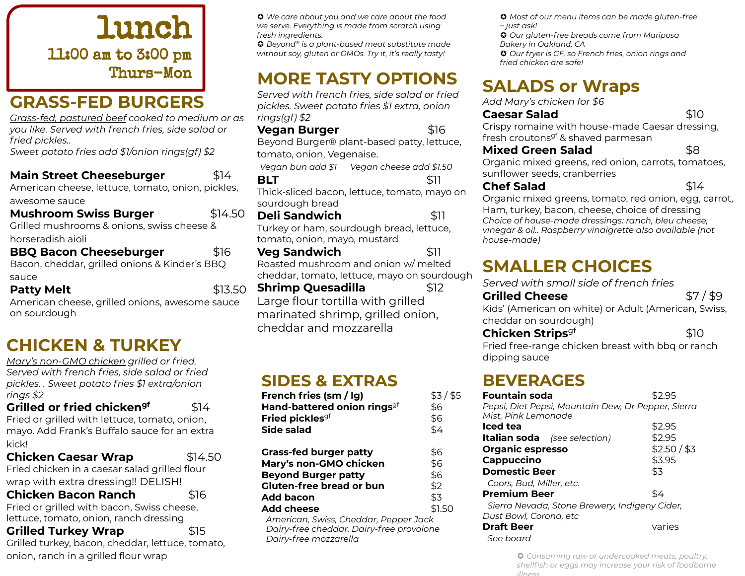# lunch

## 11:00 am to 3:00 pm Thurs–Mon

## GRASS-FED BURGERS

*Grass-fed, pastured beef cooked to medium or as you like. Served with french fries, side salad or fried pickles..*
*Sweet potato fries add $1/onion rings(gf) $2*

**Main Street Cheeseburger** $14
American cheese, lettuce, tomato, onion, pickles, awesome sauce

**Mushroom Swiss Burger** $14.50
Grilled mushrooms & onions, swiss cheese & horseradish aioli

**BBQ Bacon Cheeseburger** $16
Bacon, cheddar, grilled onions & Kinder's BBQ sauce

**Patty Melt** $13.50
American cheese, grilled onions, awesome sauce on sourdough

## CHICKEN & TURKEY

*Mary's non-GMO chicken grilled or fried. Served with french fries, side salad or fried pickles. . Sweet potato fries $1 extra/onion rings $2*

**Grilled or fried chicken**[gf] $14
Fried or grilled with lettuce, tomato, onion, mayo. Add Frank's Buffalo sauce for an extra kick!

**Chicken Caesar Wrap** $14.50
Fried chicken in a caesar salad grilled flour wrap with extra dressing!! DELISH!

**Chicken Bacon Ranch** $16
Fried or grilled with bacon, Swiss cheese, lettuce, tomato, onion, ranch dressing

**Grilled Turkey Wrap** $15
Grilled turkey, bacon, cheddar, lettuce, tomato, onion, ranch in a grilled flour wrap

✪ *We care about you and we care about the food we serve. Everything is made from scratch using fresh ingredients.*
✪ *Beyond® is a plant-based meat substitute made without soy, gluten or GMOs. Try it, it's really tasty!*

## MORE TASTY OPTIONS

*Served with french fries, side salad or fried pickles. Sweet potato fries $1 extra, onion rings(gf) $2*

**Vegan Burger** $16
Beyond Burger® plant-based patty, lettuce, tomato, onion, Vegenaise.
*Vegan bun add $1 Vegan cheese add $1.50*

**BLT** $11
Thick-sliced bacon, lettuce, tomato, mayo on sourdough bread

**Deli Sandwich** $11
Turkey or ham, sourdough bread, lettuce, tomato, onion, mayo, mustard

**Veg Sandwich** $11
Roasted mushroom and onion w/ melted cheddar, tomato, lettuce, mayo on sourdough

**Shrimp Quesadilla** $12
Large flour tortilla with grilled marinated shrimp, grilled onion, cheddar and mozzarella

## SIDES & EXTRAS

| | |
|---|---|
| **French fries (sm / lg)** | $3 / $5 |
| **Hand-battered onion rings**[gf] | $6 |
| **Fried pickles**[gf] | $6 |
| **Side salad** | $4 |
| **Grass-fed burger patty** | $6 |
| **Mary's non-GMO chicken** | $6 |
| **Beyond Burger patty** | $6 |
| **Gluten-free bread or bun** | $2 |
| **Add bacon** | $3 |
| **Add cheese** | $1.50 |

*American, Swiss, Cheddar, Pepper Jack*
*Dairy-free cheddar, Dairy-free provolone*
*Dairy-free mozzarella*

✪ *Most of our menu items can be made gluten-free ~ just ask!*
✪ *Our gluten-free breads come from Mariposa Bakery in Oakland, CA*
✪ *Our fryer is GF, so French fries, onion rings and fried chicken are safe!*

## SALADS or Wraps

*Add Mary's chicken for $6*

**Caesar Salad** $10
Crispy romaine with house-made Caesar dressing, fresh croutons[gf] & shaved parmesan

**Mixed Green Salad** $8
Organic mixed greens, red onion, carrots, tomatoes, sunflower seeds, cranberries

**Chef Salad** $14
Organic mixed greens, tomato, red onion, egg, carrot, Ham, turkey, bacon, cheese, choice of dressing
*Choice of house-made dressings: ranch, bleu cheese, vinegar & oil.. Raspberry vinaigrette also available (not house-made)*

## SMALLER CHOICES

*Served with small side of french fries*

**Grilled Cheese** $7 / $9
Kids' (American on white) or Adult (American, Swiss, cheddar on sourdough)

**Chicken Strips**[gf] $10
Fried free-range chicken breast with bbq or ranch dipping sauce

## BEVERAGES

| | |
|---|---|
| **Fountain soda** | $2.95 |
| *Pepsi, Diet Pepsi, Mountain Dew, Dr Pepper, Sierra Mist, Pink Lemonade* | |
| **Iced tea** | $2.95 |
| **Italian soda** *(see selection)* | $2.95 |
| **Organic espresso** | $2.50 / $3 |
| **Cappuccino** | $3.95 |
| **Domestic Beer** | $3 |
| *Coors, Bud, Miller, etc.* | |
| **Premium Beer** | $4 |
| *Sierra Nevada, Stone Brewery, Indigeny Cider, Dust Bowl, Corona, etc* | |
| **Draft Beer** | varies |
| *See board* | |

✪ Consuming raw or undercooked meats, poultry, shellfish or eggs may increase your risk of foodborne illness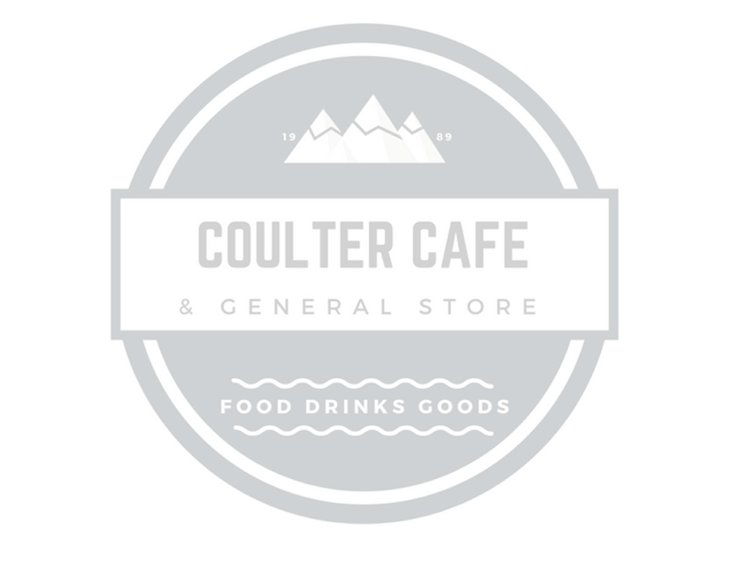19 89

# COULTER CAFE

& GENERAL STORE

FOOD DRINKS GOODS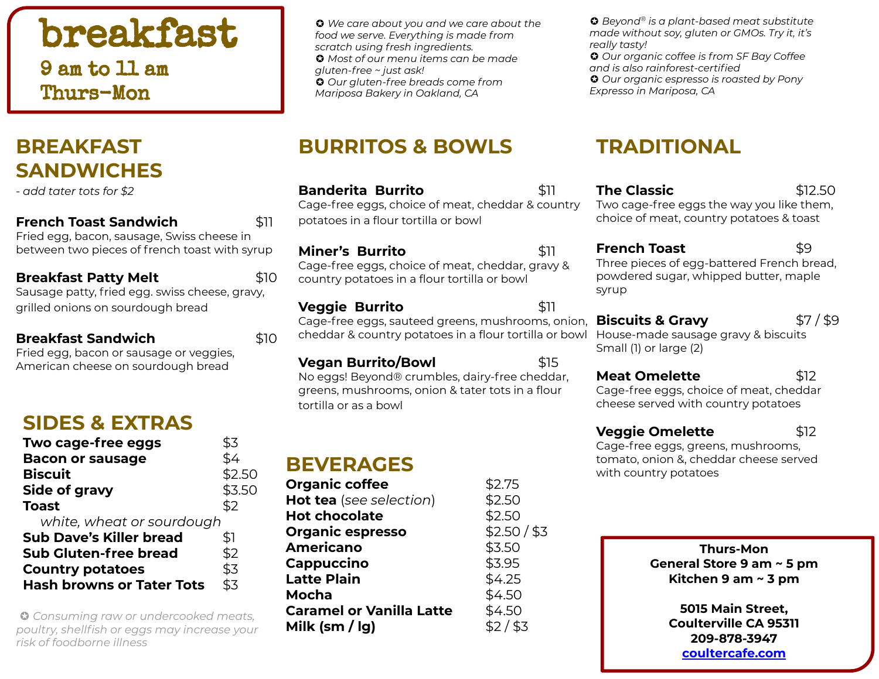# breakfast

## 9 am to 11 am
## Thurs-Mon

✪ We care about you and we care about the food we serve. Everything is made from scratch using fresh ingredients.
✪ Most of our menu items can be made gluten-free ~ just ask!
✪ Our gluten-free breads come from Mariposa Bakery in Oakland, CA

✪ Beyond® is a plant-based meat substitute made without soy, gluten or GMOs. Try it, it's really tasty!
✪ Our organic coffee is from SF Bay Coffee and is also rainforest-certified
✪ Our organic espresso is roasted by Pony Expresso in Mariposa, CA

## BREAKFAST SANDWICHES

*- add tater tots for $2*

**French Toast Sandwich** $11
Fried egg, bacon, sausage, Swiss cheese in between two pieces of french toast with syrup

**Breakfast Patty Melt** $10
Sausage patty, fried egg. swiss cheese, gravy, grilled onions on sourdough bread

**Breakfast Sandwich** $10
Fried egg, bacon or sausage or veggies, American cheese on sourdough bread

## SIDES & EXTRAS

| | |
|---|---|
| **Two cage-free eggs** | $3 |
| **Bacon or sausage** | $4 |
| **Biscuit** | $2.50 |
| **Side of gravy** | $3.50 |
| **Toast** *white, wheat or sourdough* | $2 |
| **Sub Dave's Killer bread** | $1 |
| **Sub Gluten-free bread** | $2 |
| **Country potatoes** | $3 |
| **Hash browns or Tater Tots** | $3 |

✪ Consuming raw or undercooked meats, poultry, shellfish or eggs may increase your risk of foodborne illness

## BURRITOS & BOWLS

**Banderita Burrito** $11
Cage-free eggs, choice of meat, cheddar & country potatoes in a flour tortilla or bowl

**Miner's Burrito** $11
Cage-free eggs, choice of meat, cheddar, gravy & country potatoes in a flour tortilla or bowl

**Veggie Burrito** $11
Cage-free eggs, sauteed greens, mushrooms, onion, cheddar & country potatoes in a flour tortilla or bowl

**Vegan Burrito/Bowl** $15
No eggs! Beyond® crumbles, dairy-free cheddar, greens, mushrooms, onion & tater tots in a flour tortilla or as a bowl

## BEVERAGES

| | |
|---|---|
| **Organic coffee** | $2.75 |
| **Hot tea** (*see selection*) | $2.50 |
| **Hot chocolate** | $2.50 |
| **Organic espresso** | $2.50 / $3 |
| **Americano** | $3.50 |
| **Cappuccino** | $3.95 |
| **Latte Plain** | $4.25 |
| **Mocha** | $4.50 |
| **Caramel or Vanilla Latte** | $4.50 |
| **Milk (sm / lg)** | $2 / $3 |

## TRADITIONAL

**The Classic** $12.50
Two cage-free eggs the way you like them, choice of meat, country potatoes & toast

**French Toast** $9
Three pieces of egg-battered French bread, powdered sugar, whipped butter, maple syrup

**Biscuits & Gravy** $7 / $9
House-made sausage gravy & biscuits
Small (1) or large (2)

**Meat Omelette** $12
Cage-free eggs, choice of meat, cheddar cheese served with country potatoes

**Veggie Omelette** $12
Cage-free eggs, greens, mushrooms, tomato, onion &, cheddar cheese served with country potatoes

**Thurs-Mon**
**General Store 9 am ~ 5 pm**
**Kitchen 9 am ~ 3 pm**

**5015 Main Street,**
**Coulterville CA 95311**
**209-878-3947**
**coultercafe.com**